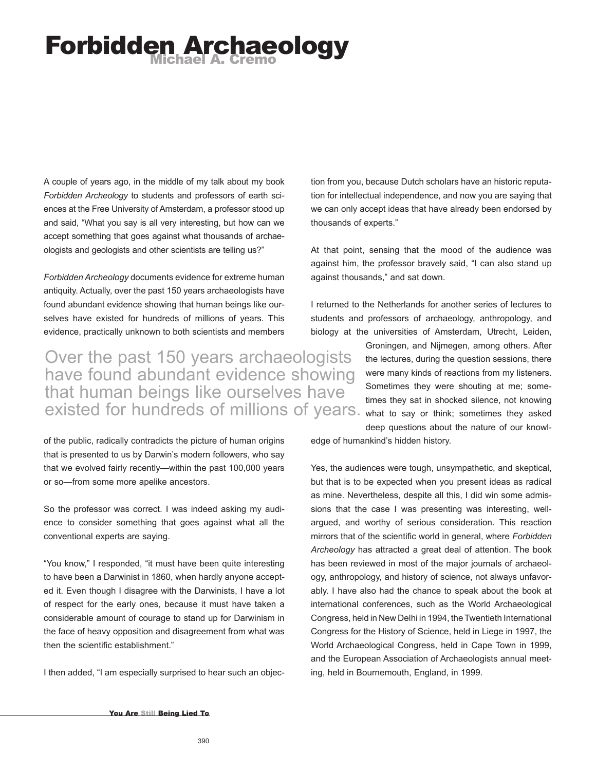# Forbidden Archaeology

## Michael A. Cremo

A couple of years ago, in the middle of my talk about my book *Forbidden Archeology* to students and professors of earth sciences at the Free University of Amsterdam, a professor stood up and said, "What you say is all very interesting, but how can we accept something that goes against what thousands of archaeologists and geologists and other scientists are telling us?"

*Forbidden Archeology* documents evidence for extreme human antiquity. Actually, over the past 150 years archaeologists have found abundant evidence showing that human beings like ourselves have existed for hundreds of millions of years. This evidence, practically unknown to both scientists and members of the public, radically contradicts the picture of human origins that is presented to us by Darwin's modern followers, who say that we evolved fairly recently—within the past 100,000 years or so—from some more apelike ancestors.

> Over the past 150 years archaeologists have found abundant evidence showing that human beings like ourselves have existed for hundreds of millions of years.

So the professor was correct. I was indeed asking my audience to consider something that goes against what all the conventional experts are saying.

"You know," I responded, "it must have been quite interesting to have been a Darwinist in 1860, when hardly anyone accepted it. Even though I disagree with the Darwinists, I have a lot of respect for the early ones, because it must have taken a considerable amount of courage to stand up for Darwinism in the face of heavy opposition and disagreement from what was then the scientific establishment."

I then added, "I am especially surprised to hear such an objection from you, because Dutch scholars have an historic reputation for intellectual independence, and now you are saying that we can only accept ideas that have already been endorsed by thousands of experts."

At that point, sensing that the mood of the audience was against him, the professor bravely said, "I can also stand up against thousands," and sat down.

I returned to the Netherlands for another series of lectures to students and professors of archaeology, anthropology, and biology at the universities of Amsterdam, Utrecht, Leiden, Groningen, and Nijmegen, among others. After the lectures, during the question sessions, there were many kinds of reactions from my listeners. Sometimes they were shouting at me; sometimes they sat in shocked silence, not knowing what to say or think; sometimes they asked deep questions about the nature of our knowledge of humankind's hidden history.

Yes, the audiences were tough, unsympathetic, and skeptical, but that is to be expected when you present ideas as radical as mine. Nevertheless, despite all this, I did win some admissions that the case I was presenting was interesting, well-argued, and worthy of serious consideration. This reaction mirrors that of the scientific world in general, where *Forbidden Archeology* has attracted a great deal of attention. The book has been reviewed in most of the major journals of archaeology, anthropology, and history of science, not always unfavorably. I have also had the chance to speak about the book at international conferences, such as the World Archaeological Congress, held in New Delhi in 1994, the Twentieth International Congress for the History of Science, held in Liege in 1997, the World Archaeological Congress, held in Cape Town in 1999, and the European Association of Archaeologists annual meeting, held in Bournemouth, England, in 1999.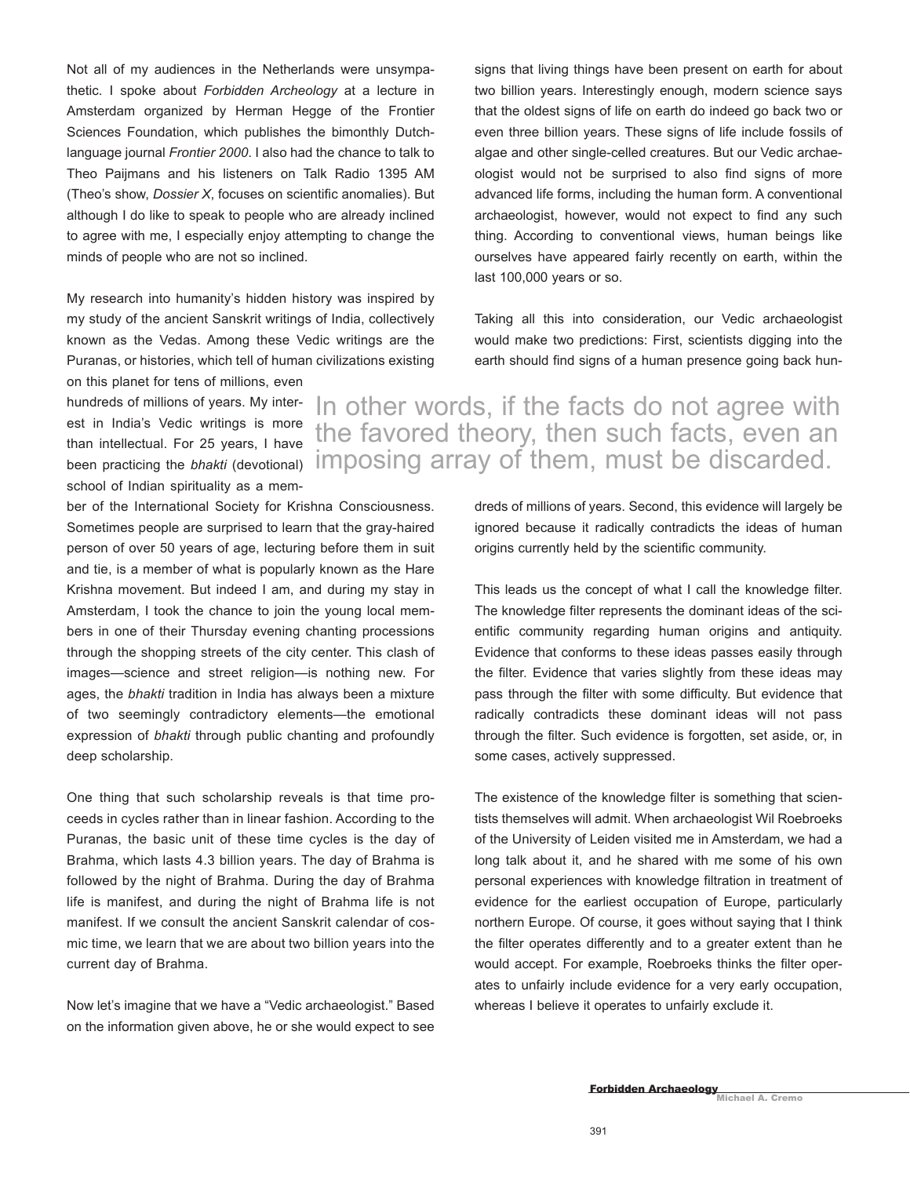Not all of my audiences in the Netherlands were unsympathetic. I spoke about *Forbidden Archeology* at a lecture in Amsterdam organized by Herman Hegge of the Frontier Sciences Foundation, which publishes the bimonthly Dutch-language journal *Frontier 2000*. I also had the chance to talk to Theo Paijmans and his listeners on Talk Radio 1395 AM (Theo's show, *Dossier X*, focuses on scientific anomalies). But although I do like to speak to people who are already inclined to agree with me, I especially enjoy attempting to change the minds of people who are not so inclined.

My research into humanity's hidden history was inspired by my study of the ancient Sanskrit writings of India, collectively known as the Vedas. Among these Vedic writings are the Puranas, or histories, which tell of human civilizations existing on this planet for tens of millions, even hundreds of millions of years. My interest in India's Vedic writings is more than intellectual. For 25 years, I have been practicing the *bhakti* (devotional) school of Indian spirituality as a member of the International Society for Krishna Consciousness. Sometimes people are surprised to learn that the gray-haired person of over 50 years of age, lecturing before them in suit and tie, is a member of what is popularly known as the Hare Krishna movement. But indeed I am, and during my stay in Amsterdam, I took the chance to join the young local members in one of their Thursday evening chanting processions through the shopping streets of the city center. This clash of images—science and street religion—is nothing new. For ages, the *bhakti* tradition in India has always been a mixture of two seemingly contradictory elements—the emotional expression of *bhakti* through public chanting and profoundly deep scholarship.

One thing that such scholarship reveals is that time proceeds in cycles rather than in linear fashion. According to the Puranas, the basic unit of these time cycles is the day of Brahma, which lasts 4.3 billion years. The day of Brahma is followed by the night of Brahma. During the day of Brahma life is manifest, and during the night of Brahma life is not manifest. If we consult the ancient Sanskrit calendar of cosmic time, we learn that we are about two billion years into the current day of Brahma.

Now let's imagine that we have a "Vedic archaeologist." Based on the information given above, he or she would expect to see signs that living things have been present on earth for about two billion years. Interestingly enough, modern science says that the oldest signs of life on earth do indeed go back two or even three billion years. These signs of life include fossils of algae and other single-celled creatures. But our Vedic archaeologist would not be surprised to also find signs of more advanced life forms, including the human form. A conventional archaeologist, however, would not expect to find any such thing. According to conventional views, human beings like ourselves have appeared fairly recently on earth, within the last 100,000 years or so.

Taking all this into consideration, our Vedic archaeologist would make two predictions: First, scientists digging into the earth should find signs of a human presence going back hundreds of millions of years. Second, this evidence will largely be ignored because it radically contradicts the ideas of human origins currently held by the scientific community.

> In other words, if the facts do not agree with the favored theory, then such facts, even an imposing array of them, must be discarded.

This leads us the concept of what I call the knowledge filter. The knowledge filter represents the dominant ideas of the scientific community regarding human origins and antiquity. Evidence that conforms to these ideas passes easily through the filter. Evidence that varies slightly from these ideas may pass through the filter with some difficulty. But evidence that radically contradicts these dominant ideas will not pass through the filter. Such evidence is forgotten, set aside, or, in some cases, actively suppressed.

The existence of the knowledge filter is something that scientists themselves will admit. When archaeologist Wil Roebroeks of the University of Leiden visited me in Amsterdam, we had a long talk about it, and he shared with me some of his own personal experiences with knowledge filtration in treatment of evidence for the earliest occupation of Europe, particularly northern Europe. Of course, it goes without saying that I think the filter operates differently and to a greater extent than he would accept. For example, Roebroeks thinks the filter operates to unfairly include evidence for a very early occupation, whereas I believe it operates to unfairly exclude it.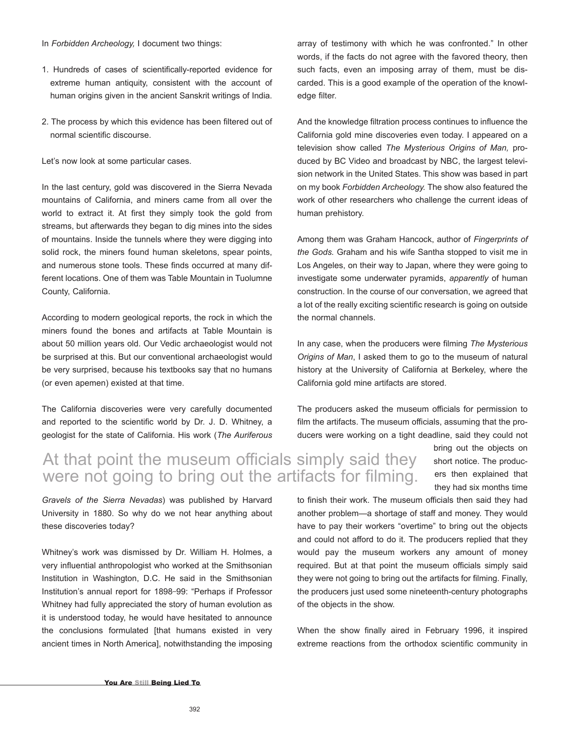In *Forbidden Archeology,* I document two things:

1. Hundreds of cases of scientifically-reported evidence for extreme human antiquity, consistent with the account of human origins given in the ancient Sanskrit writings of India.

2. The process by which this evidence has been filtered out of normal scientific discourse.

Let's now look at some particular cases.

In the last century, gold was discovered in the Sierra Nevada mountains of California, and miners came from all over the world to extract it. At first they simply took the gold from streams, but afterwards they began to dig mines into the sides of mountains. Inside the tunnels where they were digging into solid rock, the miners found human skeletons, spear points, and numerous stone tools. These finds occurred at many different locations. One of them was Table Mountain in Tuolumne County, California.

According to modern geological reports, the rock in which the miners found the bones and artifacts at Table Mountain is about 50 million years old. Our Vedic archaeologist would not be surprised at this. But our conventional archaeologist would be very surprised, because his textbooks say that no humans (or even apemen) existed at that time.

The California discoveries were very carefully documented and reported to the scientific world by Dr. J. D. Whitney, a geologist for the state of California. His work (*The Auriferous Gravels of the Sierra Nevadas*) was published by Harvard University in 1880. So why do we not hear anything about these discoveries today?

Whitney's work was dismissed by Dr. William H. Holmes, a very influential anthropologist who worked at the Smithsonian Institution in Washington, D.C. He said in the Smithsonian Institution's annual report for 1898–99: "Perhaps if Professor Whitney had fully appreciated the story of human evolution as it is understood today, he would have hesitated to announce the conclusions formulated [that humans existed in very ancient times in North America], notwithstanding the imposing array of testimony with which he was confronted." In other words, if the facts do not agree with the favored theory, then such facts, even an imposing array of them, must be discarded. This is a good example of the operation of the knowledge filter.

And the knowledge filtration process continues to influence the California gold mine discoveries even today. I appeared on a television show called *The Mysterious Origins of Man,* produced by BC Video and broadcast by NBC, the largest television network in the United States. This show was based in part on my book *Forbidden Archeology.* The show also featured the work of other researchers who challenge the current ideas of human prehistory.

Among them was Graham Hancock, author of *Fingerprints of the Gods.* Graham and his wife Santha stopped to visit me in Los Angeles, on their way to Japan, where they were going to investigate some underwater pyramids, *apparently* of human construction. In the course of our conversation, we agreed that a lot of the really exciting scientific research is going on outside the normal channels.

In any case, when the producers were filming *The Mysterious Origins of Man*, I asked them to go to the museum of natural history at the University of California at Berkeley, where the California gold mine artifacts are stored.

The producers asked the museum officials for permission to film the artifacts. The museum officials, assuming that the producers were working on a tight deadline, said they could not bring out the objects on short notice. The producers then explained that they had six months time to finish their work. The museum officials then said they had another problem—a shortage of staff and money. They would have to pay their workers "overtime" to bring out the objects and could not afford to do it. The producers replied that they would pay the museum workers any amount of money required. But at that point the museum officials simply said they were not going to bring out the artifacts for filming. Finally, the producers just used some nineteenth-century photographs of the objects in the show.

> At that point the museum officials simply said they were not going to bring out the artifacts for filming.

When the show finally aired in February 1996, it inspired extreme reactions from the orthodox scientific community in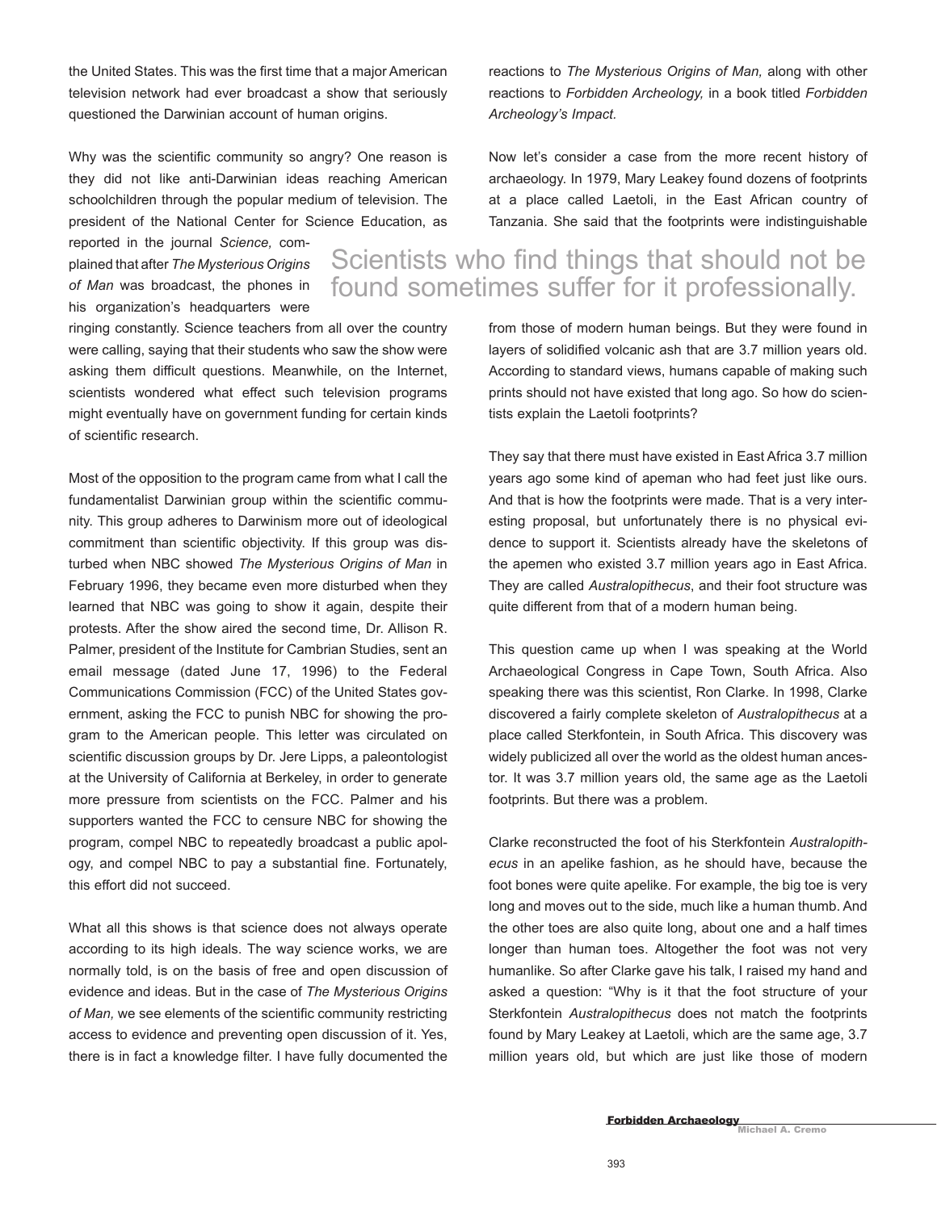the United States. This was the first time that a major American television network had ever broadcast a show that seriously questioned the Darwinian account of human origins.

Why was the scientific community so angry? One reason is they did not like anti-Darwinian ideas reaching American schoolchildren through the popular medium of television. The president of the National Center for Science Education, as reported in the journal *Science,* complained that after *The Mysterious Origins of Man* was broadcast, the phones in his organization's headquarters were ringing constantly. Science teachers from all over the country were calling, saying that their students who saw the show were asking them difficult questions. Meanwhile, on the Internet, scientists wondered what effect such television programs might eventually have on government funding for certain kinds of scientific research.

Most of the opposition to the program came from what I call the fundamentalist Darwinian group within the scientific community. This group adheres to Darwinism more out of ideological commitment than scientific objectivity. If this group was disturbed when NBC showed *The Mysterious Origins of Man* in February 1996, they became even more disturbed when they learned that NBC was going to show it again, despite their protests. After the show aired the second time, Dr. Allison R. Palmer, president of the Institute for Cambrian Studies, sent an email message (dated June 17, 1996) to the Federal Communications Commission (FCC) of the United States government, asking the FCC to punish NBC for showing the program to the American people. This letter was circulated on scientific discussion groups by Dr. Jere Lipps, a paleontologist at the University of California at Berkeley, in order to generate more pressure from scientists on the FCC. Palmer and his supporters wanted the FCC to censure NBC for showing the program, compel NBC to repeatedly broadcast a public apology, and compel NBC to pay a substantial fine. Fortunately, this effort did not succeed.

What all this shows is that science does not always operate according to its high ideals. The way science works, we are normally told, is on the basis of free and open discussion of evidence and ideas. But in the case of *The Mysterious Origins of Man,* we see elements of the scientific community restricting access to evidence and preventing open discussion of it. Yes, there is in fact a knowledge filter. I have fully documented the reactions to *The Mysterious Origins of Man,* along with other reactions to *Forbidden Archeology,* in a book titled *Forbidden Archeology's Impact.*

Now let's consider a case from the more recent history of archaeology. In 1979, Mary Leakey found dozens of footprints at a place called Laetoli, in the East African country of Tanzania. She said that the footprints were indistinguishable from those of modern human beings. But they were found in layers of solidified volcanic ash that are 3.7 million years old. According to standard views, humans capable of making such prints should not have existed that long ago. So how do scientists explain the Laetoli footprints?

> Scientists who find things that should not be found sometimes suffer for it professionally.

They say that there must have existed in East Africa 3.7 million years ago some kind of apeman who had feet just like ours. And that is how the footprints were made. That is a very interesting proposal, but unfortunately there is no physical evidence to support it. Scientists already have the skeletons of the apemen who existed 3.7 million years ago in East Africa. They are called *Australopithecus*, and their foot structure was quite different from that of a modern human being.

This question came up when I was speaking at the World Archaeological Congress in Cape Town, South Africa. Also speaking there was this scientist, Ron Clarke. In 1998, Clarke discovered a fairly complete skeleton of *Australopithecus* at a place called Sterkfontein, in South Africa. This discovery was widely publicized all over the world as the oldest human ancestor. It was 3.7 million years old, the same age as the Laetoli footprints. But there was a problem.

Clarke reconstructed the foot of his Sterkfontein *Australopithecus* in an apelike fashion, as he should have, because the foot bones were quite apelike. For example, the big toe is very long and moves out to the side, much like a human thumb. And the other toes are also quite long, about one and a half times longer than human toes. Altogether the foot was not very humanlike. So after Clarke gave his talk, I raised my hand and asked a question: "Why is it that the foot structure of your Sterkfontein *Australopithecus* does not match the footprints found by Mary Leakey at Laetoli, which are the same age, 3.7 million years old, but which are just like those of modern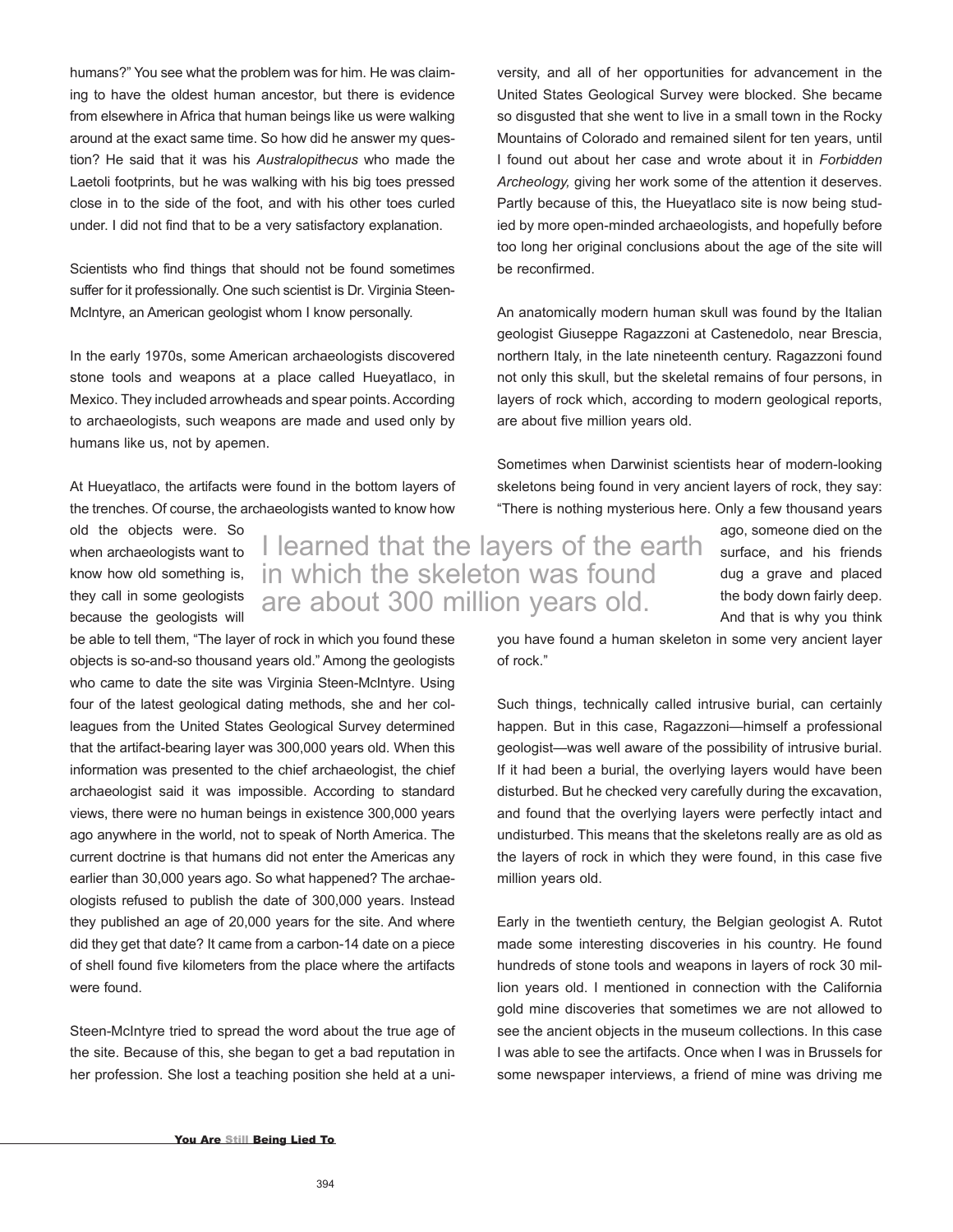humans?" You see what the problem was for him. He was claiming to have the oldest human ancestor, but there is evidence from elsewhere in Africa that human beings like us were walking around at the exact same time. So how did he answer my question? He said that it was his *Australopithecus* who made the Laetoli footprints, but he was walking with his big toes pressed close in to the side of the foot, and with his other toes curled under. I did not find that to be a very satisfactory explanation.

Scientists who find things that should not be found sometimes suffer for it professionally. One such scientist is Dr. Virginia Steen-McIntyre, an American geologist whom I know personally.

In the early 1970s, some American archaeologists discovered stone tools and weapons at a place called Hueyatlaco, in Mexico. They included arrowheads and spear points. According to archaeologists, such weapons are made and used only by humans like us, not by apemen.

At Hueyatlaco, the artifacts were found in the bottom layers of the trenches. Of course, the archaeologists wanted to know how old the objects were. So when archaeologists want to know how old something is, they call in some geologists because the geologists will be able to tell them, "The layer of rock in which you found these objects is so-and-so thousand years old." Among the geologists who came to date the site was Virginia Steen-McIntyre. Using four of the latest geological dating methods, she and her colleagues from the United States Geological Survey determined that the artifact-bearing layer was 300,000 years old. When this information was presented to the chief archaeologist, the chief archaeologist said it was impossible. According to standard views, there were no human beings in existence 300,000 years ago anywhere in the world, not to speak of North America. The current doctrine is that humans did not enter the Americas any earlier than 30,000 years ago. So what happened? The archaeologists refused to publish the date of 300,000 years. Instead they published an age of 20,000 years for the site. And where did they get that date? It came from a carbon-14 date on a piece of shell found five kilometers from the place where the artifacts were found.

Steen-McIntyre tried to spread the word about the true age of the site. Because of this, she began to get a bad reputation in her profession. She lost a teaching position she held at a university, and all of her opportunities for advancement in the United States Geological Survey were blocked. She became so disgusted that she went to live in a small town in the Rocky Mountains of Colorado and remained silent for ten years, until I found out about her case and wrote about it in *Forbidden Archeology,* giving her work some of the attention it deserves. Partly because of this, the Hueyatlaco site is now being studied by more open-minded archaeologists, and hopefully before too long her original conclusions about the age of the site will be reconfirmed.

An anatomically modern human skull was found by the Italian geologist Giuseppe Ragazzoni at Castenedolo, near Brescia, northern Italy, in the late nineteenth century. Ragazzoni found not only this skull, but the skeletal remains of four persons, in layers of rock which, according to modern geological reports, are about five million years old.

Sometimes when Darwinist scientists hear of modern-looking skeletons being found in very ancient layers of rock, they say: "There is nothing mysterious here. Only a few thousand years ago, someone died on the surface, and his friends dug a grave and placed the body down fairly deep. And that is why you think you have found a human skeleton in some very ancient layer of rock."

> I learned that the layers of the earth in which the skeleton was found are about 300 million years old.

Such things, technically called intrusive burial, can certainly happen. But in this case, Ragazzoni—himself a professional geologist—was well aware of the possibility of intrusive burial. If it had been a burial, the overlying layers would have been disturbed. But he checked very carefully during the excavation, and found that the overlying layers were perfectly intact and undisturbed. This means that the skeletons really are as old as the layers of rock in which they were found, in this case five million years old.

Early in the twentieth century, the Belgian geologist A. Rutot made some interesting discoveries in his country. He found hundreds of stone tools and weapons in layers of rock 30 million years old. I mentioned in connection with the California gold mine discoveries that sometimes we are not allowed to see the ancient objects in the museum collections. In this case I was able to see the artifacts. Once when I was in Brussels for some newspaper interviews, a friend of mine was driving me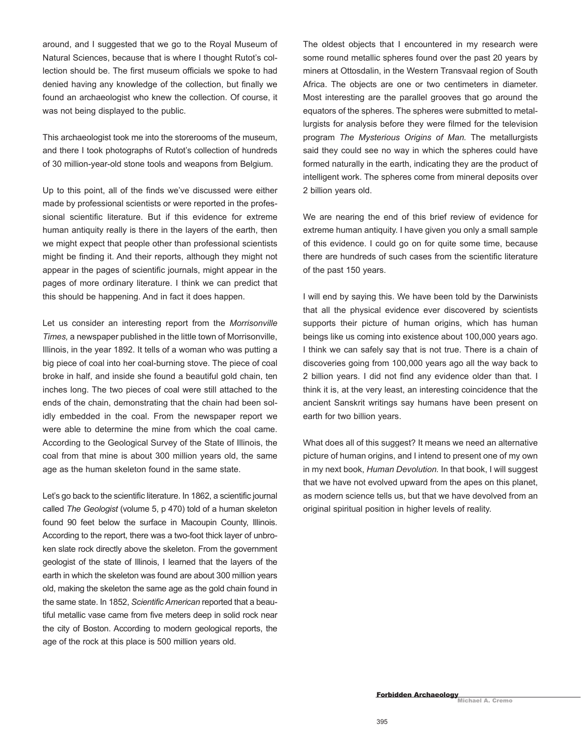around, and I suggested that we go to the Royal Museum of Natural Sciences, because that is where I thought Rutot's collection should be. The first museum officials we spoke to had denied having any knowledge of the collection, but finally we found an archaeologist who knew the collection. Of course, it was not being displayed to the public.

This archaeologist took me into the storerooms of the museum, and there I took photographs of Rutot's collection of hundreds of 30 million-year-old stone tools and weapons from Belgium.

Up to this point, all of the finds we've discussed were either made by professional scientists or were reported in the professional scientific literature. But if this evidence for extreme human antiquity really is there in the layers of the earth, then we might expect that people other than professional scientists might be finding it. And their reports, although they might not appear in the pages of scientific journals, might appear in the pages of more ordinary literature. I think we can predict that this should be happening. And in fact it does happen.

Let us consider an interesting report from the *Morrisonville Times,* a newspaper published in the little town of Morrisonville, Illinois, in the year 1892. It tells of a woman who was putting a big piece of coal into her coal-burning stove. The piece of coal broke in half, and inside she found a beautiful gold chain, ten inches long. The two pieces of coal were still attached to the ends of the chain, demonstrating that the chain had been solidly embedded in the coal. From the newspaper report we were able to determine the mine from which the coal came. According to the Geological Survey of the State of Illinois, the coal from that mine is about 300 million years old, the same age as the human skeleton found in the same state.

Let's go back to the scientific literature. In 1862, a scientific journal called *The Geologist* (volume 5, p 470) told of a human skeleton found 90 feet below the surface in Macoupin County, Illinois. According to the report, there was a two-foot thick layer of unbroken slate rock directly above the skeleton. From the government geologist of the state of Illinois, I learned that the layers of the earth in which the skeleton was found are about 300 million years old, making the skeleton the same age as the gold chain found in the same state. In 1852, *Scientific American* reported that a beautiful metallic vase came from five meters deep in solid rock near the city of Boston. According to modern geological reports, the age of the rock at this place is 500 million years old.

The oldest objects that I encountered in my research were some round metallic spheres found over the past 20 years by miners at Ottosdalin, in the Western Transvaal region of South Africa. The objects are one or two centimeters in diameter. Most interesting are the parallel grooves that go around the equators of the spheres. The spheres were submitted to metallurgists for analysis before they were filmed for the television program *The Mysterious Origins of Man.* The metallurgists said they could see no way in which the spheres could have formed naturally in the earth, indicating they are the product of intelligent work. The spheres come from mineral deposits over 2 billion years old.

We are nearing the end of this brief review of evidence for extreme human antiquity. I have given you only a small sample of this evidence. I could go on for quite some time, because there are hundreds of such cases from the scientific literature of the past 150 years.

I will end by saying this. We have been told by the Darwinists that all the physical evidence ever discovered by scientists supports their picture of human origins, which has human beings like us coming into existence about 100,000 years ago. I think we can safely say that is not true. There is a chain of discoveries going from 100,000 years ago all the way back to 2 billion years. I did not find any evidence older than that. I think it is, at the very least, an interesting coincidence that the ancient Sanskrit writings say humans have been present on earth for two billion years.

What does all of this suggest? It means we need an alternative picture of human origins, and I intend to present one of my own in my next book, *Human Devolution.* In that book, I will suggest that we have not evolved upward from the apes on this planet, as modern science tells us, but that we have devolved from an original spiritual position in higher levels of reality.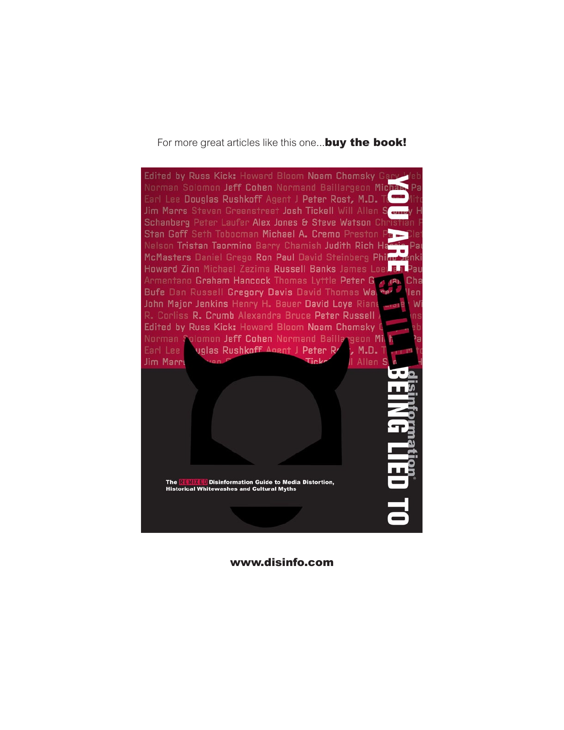For more great articles like this one...**buy the book!**

Edited by Russ Kick: Howard Bloom Noam Chomsky Gary Webb Norman Solomon Jeff Cohen Normand Baillargeon Michael Parenti Earl Lee Douglas Rushkoff Agent J Peter Rost, M.D. Jim Marrs Steven Greenstreet Josh Tickell Will Allen Schanberg Peter Laufer Alex Jones & Steve Watson Christian Stan Goff Seth Tobocman Michael A. Cremo Preston Nelson Tristan Taormino Barry Chamish Judith Rich Harris McMasters Daniel Grego Ron Paul David Steinberg Howard Zinn Michael Zezima Russell Banks James Loewen Armentano Graham Hancock Thomas Lyttle Peter G Bufe Dan Russell Gregory Davis David Thomas John Major Jenkins Henry H. Bauer David Loye R. Corliss R. Crumb Alexandra Bruce Peter Russell

# YOU ARE STILL BEING LIED TO

The REMIXED Disinformation Guide to Media Distortion, Historical Whitewashes and Cultural Myths

disinformation®

**www.disinfo.com**